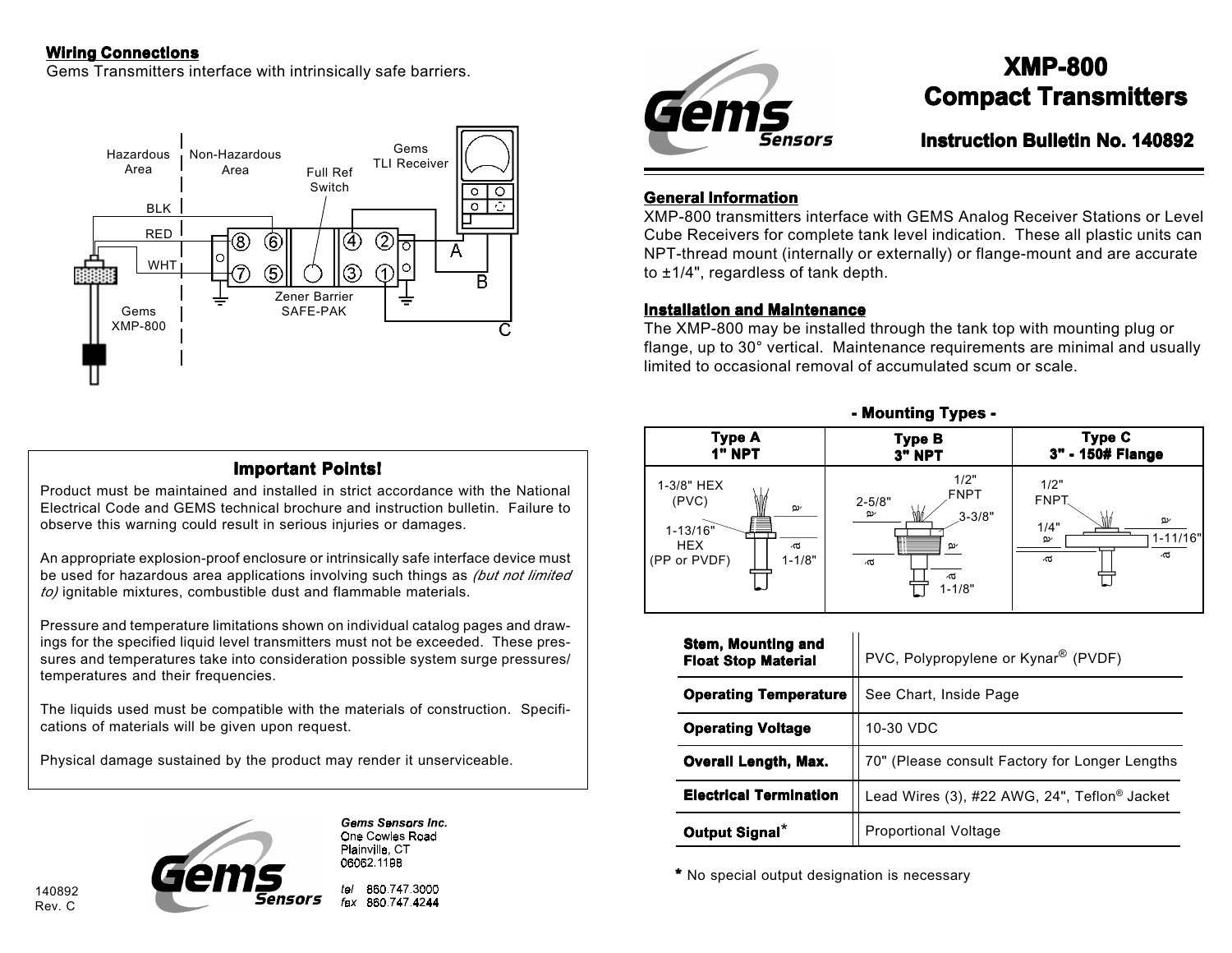## Wiring Connections

Gems Transmitters interface with intrinsically safe barriers.

Hazardous Area | Non-Hazardous Area | Full Ref Switch | Gems TLI Receiver

BLK, RED, WHT — Gems XMP-800 — Zener Barrier SAFE-PAK — A, B, C

## Important Points!

Product must be maintained and installed in strict accordance with the National Electrical Code and GEMS technical brochure and instruction bulletin. Failure to observe this warning could result in serious injuries or damages.

An appropriate explosion-proof enclosure or intrinsically safe interface device must be used for hazardous area applications involving such things as *(but not limited to)* ignitable mixtures, combustible dust and flammable materials.

Pressure and temperature limitations shown on individual catalog pages and drawings for the specified liquid level transmitters must not be exceeded. These pressures and temperatures take into consideration possible system surge pressures/temperatures and their frequencies.

The liquids used must be compatible with the materials of construction. Specifications of materials will be given upon request.

Physical damage sustained by the product may render it unserviceable.

Gems Sensors Inc.
One Cowles Road
Plainville, CT
06062.1198

tel 860.747.3000
fax 860.747.4244

140892
Rev. C

# XMP-800 Compact Transmitters

## Instruction Bulletin No. 140892

### General Information

XMP-800 transmitters interface with GEMS Analog Receiver Stations or Level Cube Receivers for complete tank level indication. These all plastic units can NPT-thread mount (internally or externally) or flange-mount and are accurate to ±1/4", regardless of tank depth.

### Installation and Maintenance

The XMP-800 may be installed through the tank top with mounting plug or flange, up to 30° vertical. Maintenance requirements are minimal and usually limited to occasional removal of accumulated scum or scale.

**- Mounting Types -**

| Type A 1" NPT | Type B 3" NPT | Type C 3" - 150# Flange |
|---|---|---|
| 1-3/8" HEX (PVC); 1-13/16" HEX (PP or PVDF); 1-1/8" | 2-5/8"; 1/2" FNPT; 3-3/8"; 1-1/8" | 1/2" FNPT; 1/4"; 1-11/16" |

| | |
|---|---|
| **Stem, Mounting and Float Stop Material** | PVC, Polypropylene or Kynar® (PVDF) |
| **Operating Temperature** | See Chart, Inside Page |
| **Operating Voltage** | 10-30 VDC |
| **Overall Length, Max.** | 70" (Please consult Factory for Longer Lengths |
| **Electrical Termination** | Lead Wires (3), #22 AWG, 24", Teflon® Jacket |
| **Output Signal*** | Proportional Voltage |

\* No special output designation is necessary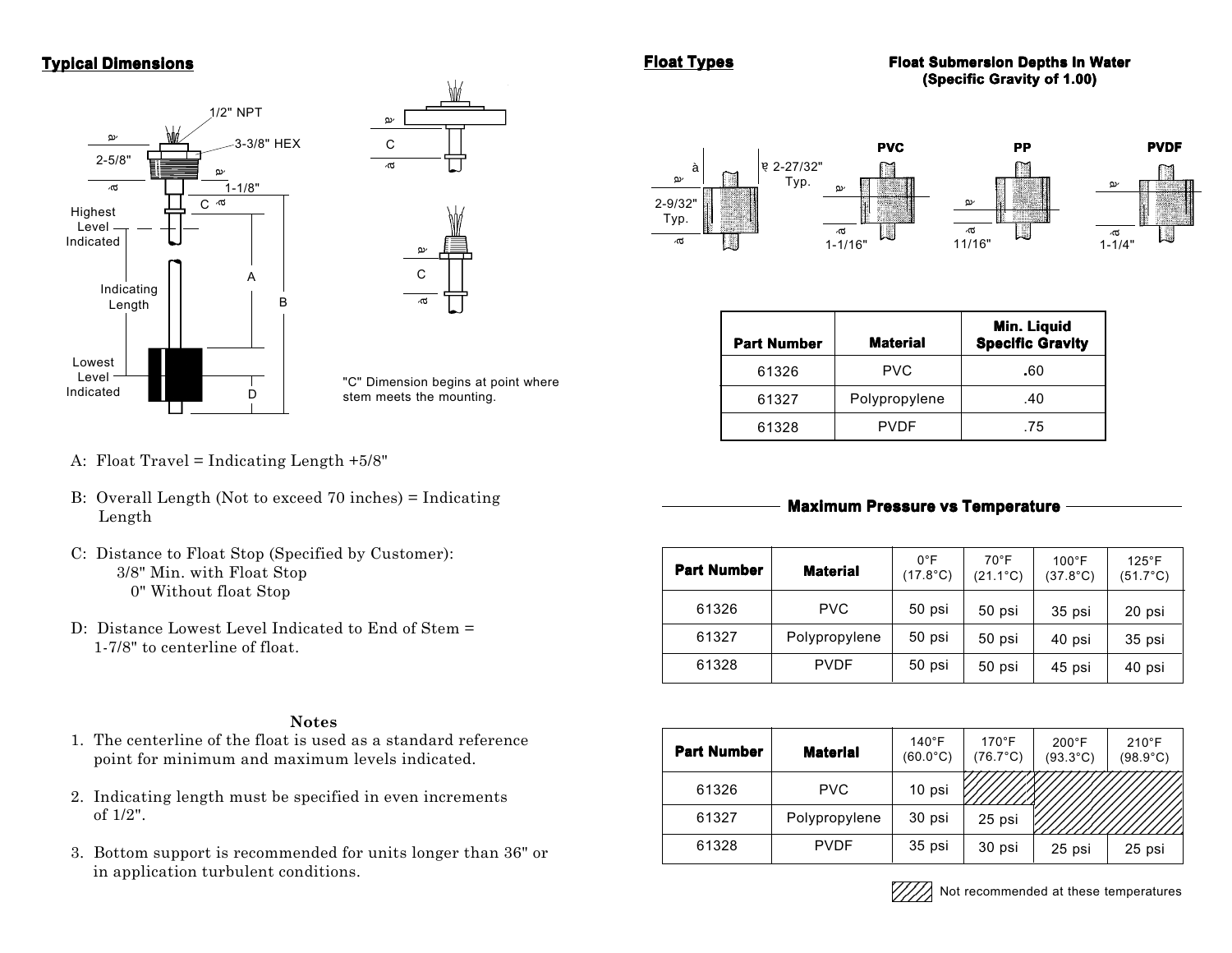## Typical Dimensions

1/2" NPT

3-3/8" HEX

2-5/8"

1-1/8"

C

Highest Level Indicated

Indicating Length

A

B

Lowest Level Indicated

D

C

C

"C" Dimension begins at point where stem meets the mounting.

A: Float Travel = Indicating Length +5/8"

B: Overall Length (Not to exceed 70 inches) = Indicating Length

C: Distance to Float Stop (Specified by Customer):
3/8" Min. with Float Stop
0" Without float Stop

D: Distance Lowest Level Indicated to End of Stem = 1-7/8" to centerline of float.

### Notes

1. The centerline of the float is used as a standard reference point for minimum and maximum levels indicated.
2. Indicating length must be specified in even increments of 1/2".
3. Bottom support is recommended for units longer than 36" or in application turbulent conditions.

## Float Types

**Float Submersion Depths In Water (Specific Gravity of 1.00)**

2-27/32" Typ.

2-9/32" Typ.

PVC 1-1/16"

PP 11/16"

PVDF 1-1/4"

| Part Number | Material | Min. Liquid Specific Gravity |
|---|---|---|
| 61326 | PVC | .60 |
| 61327 | Polypropylene | .40 |
| 61328 | PVDF | .75 |

### Maximum Pressure vs Temperature

| Part Number | Material | 0°F (17.8°C) | 70°F (21.1°C) | 100°F (37.8°C) | 125°F (51.7°C) |
|---|---|---|---|---|---|
| 61326 | PVC | 50 psi | 50 psi | 35 psi | 20 psi |
| 61327 | Polypropylene | 50 psi | 50 psi | 40 psi | 35 psi |
| 61328 | PVDF | 50 psi | 50 psi | 45 psi | 40 psi |

| Part Number | Material | 140°F (60.0°C) | 170°F (76.7°C) | 200°F (93.3°C) | 210°F (98.9°C) |
|---|---|---|---|---|---|
| 61326 | PVC | 10 psi | | | |
| 61327 | Polypropylene | 30 psi | 25 psi | | |
| 61328 | PVDF | 35 psi | 30 psi | 25 psi | 25 psi |

Not recommended at these temperatures